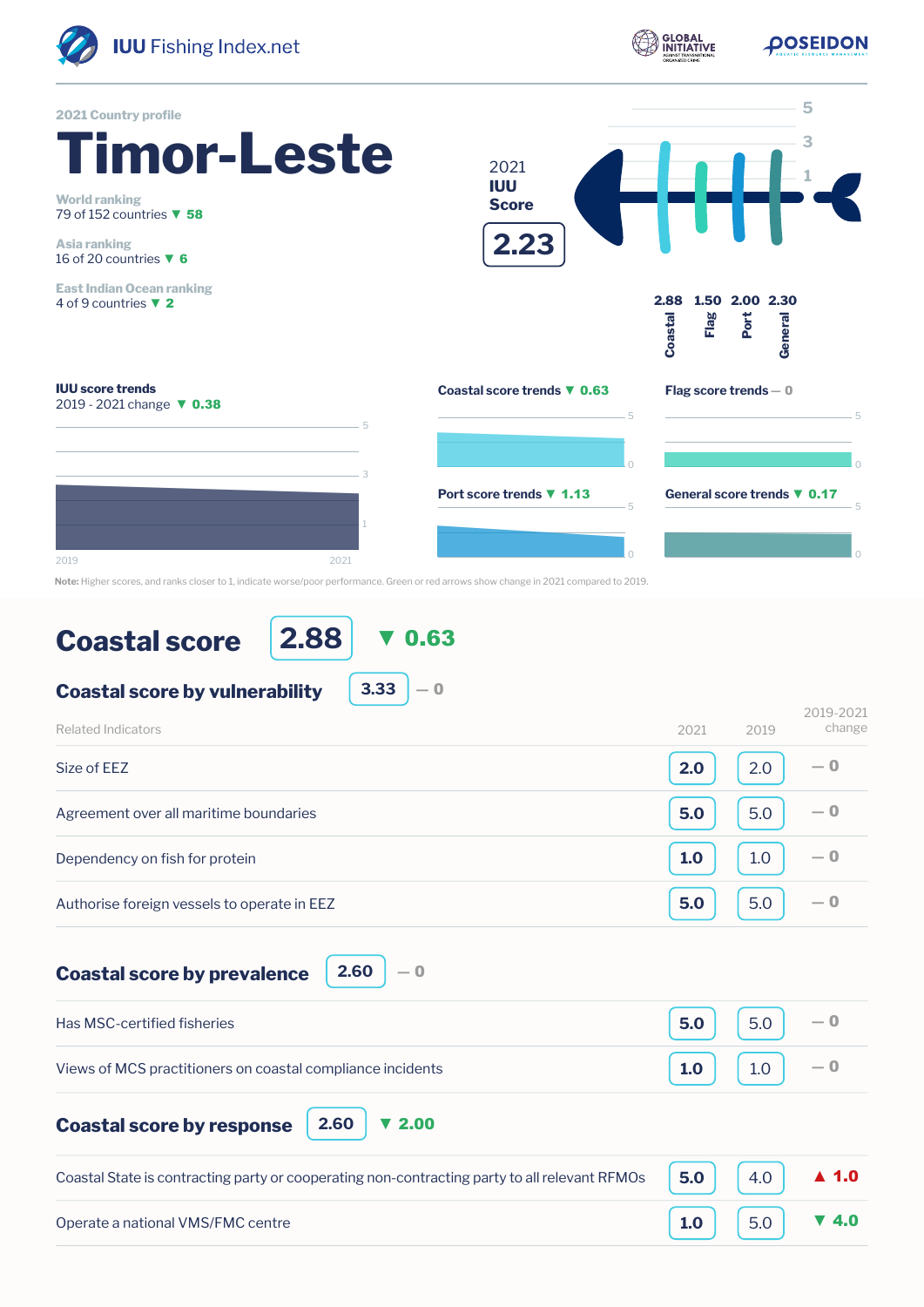IUU Fishing Index.net

2021 Country profile

# Timor-Leste

World ranking
79 of 152 countries ▼ 58

Asia ranking
16 of 20 countries ▼ 6

East Indian Ocean ranking
4 of 9 countries ▼ 2

2021 IUU Score

**2.23**

| Coastal | Flag | Port | General |
|---|---|---|---|
| 2.88 | 1.50 | 2.00 | 2.30 |

**IUU score trends**
2019 - 2021 change ▼ 0.38

**Coastal score trends** ▼ 0.63

**Flag score trends** — 0

**Port score trends** ▼ 1.13

**General score trends** ▼ 0.17

**Note:** Higher scores, and ranks closer to 1, indicate worse/poor performance. Green or red arrows show change in 2021 compared to 2019.

## Coastal score 2.88 ▼ 0.63

### Coastal score by vulnerability 3.33 — 0

| Related Indicators | 2021 | 2019 | 2019-2021 change |
|---|---|---|---|
| Size of EEZ | 2.0 | 2.0 | — 0 |
| Agreement over all maritime boundaries | 5.0 | 5.0 | — 0 |
| Dependency on fish for protein | 1.0 | 1.0 | — 0 |
| Authorise foreign vessels to operate in EEZ | 5.0 | 5.0 | — 0 |

### Coastal score by prevalence 2.60 — 0

| Related Indicators | 2021 | 2019 | 2019-2021 change |
|---|---|---|---|
| Has MSC-certified fisheries | 5.0 | 5.0 | — 0 |
| Views of MCS practitioners on coastal compliance incidents | 1.0 | 1.0 | — 0 |

### Coastal score by response 2.60 ▼ 2.00

| Related Indicators | 2021 | 2019 | 2019-2021 change |
|---|---|---|---|
| Coastal State is contracting party or cooperating non-contracting party to all relevant RFMOs | 5.0 | 4.0 | ▲ 1.0 |
| Operate a national VMS/FMC centre | 1.0 | 5.0 | ▼ 4.0 |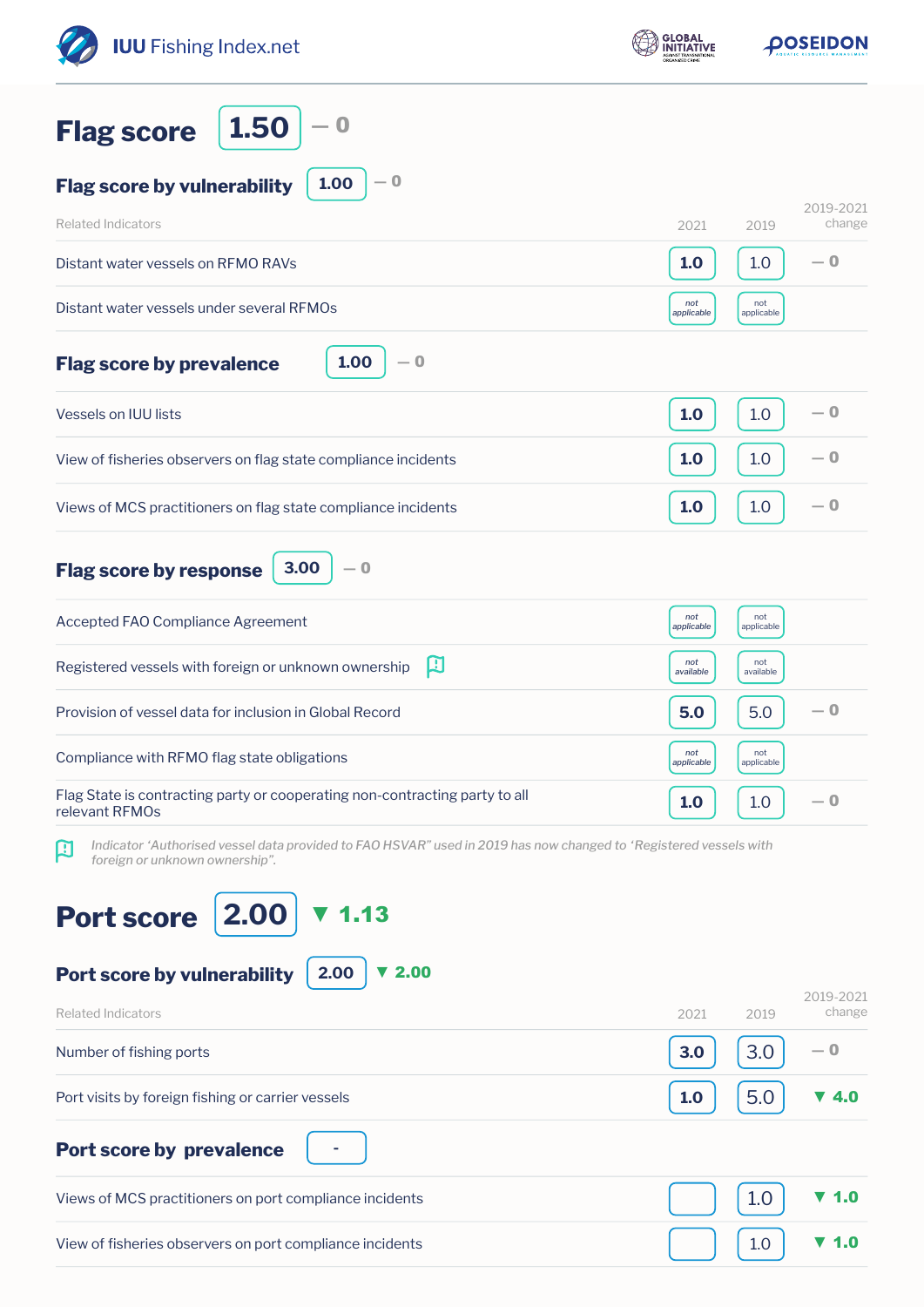# Flag score 1.50 — 0

## Flag score by vulnerability 1.00 — 0

| Related Indicators | 2021 | 2019 | 2019-2021 change |
|---|---|---|---|
| Distant water vessels on RFMO RAVs | 1.0 | 1.0 | — 0 |
| Distant water vessels under several RFMOs | not applicable | not applicable | |

## Flag score by prevalence 1.00 — 0

| Related Indicators | 2021 | 2019 | 2019-2021 change |
|---|---|---|---|
| Vessels on IUU lists | 1.0 | 1.0 | — 0 |
| View of fisheries observers on flag state compliance incidents | 1.0 | 1.0 | — 0 |
| Views of MCS practitioners on flag state compliance incidents | 1.0 | 1.0 | — 0 |

## Flag score by response 3.00 — 0

| Related Indicators | 2021 | 2019 | 2019-2021 change |
|---|---|---|---|
| Accepted FAO Compliance Agreement | not applicable | not applicable | |
| Registered vessels with foreign or unknown ownership | not available | not available | |
| Provision of vessel data for inclusion in Global Record | 5.0 | 5.0 | — 0 |
| Compliance with RFMO flag state obligations | not applicable | not applicable | |
| Flag State is contracting party or cooperating non-contracting party to all relevant RFMOs | 1.0 | 1.0 | — 0 |

*Indicator 'Authorised vessel data provided to FAO HSVAR" used in 2019 has now changed to 'Registered vessels with foreign or unknown ownership".*

# Port score 2.00 ▼ 1.13

## Port score by vulnerability 2.00 ▼ 2.00

| Related Indicators | 2021 | 2019 | 2019-2021 change |
|---|---|---|---|
| Number of fishing ports | 3.0 | 3.0 | — 0 |
| Port visits by foreign fishing or carrier vessels | 1.0 | 5.0 | ▼ 4.0 |

## Port score by prevalence -

| Related Indicators | 2021 | 2019 | 2019-2021 change |
|---|---|---|---|
| Views of MCS practitioners on port compliance incidents | | 1.0 | ▼ 1.0 |
| View of fisheries observers on port compliance incidents | | 1.0 | ▼ 1.0 |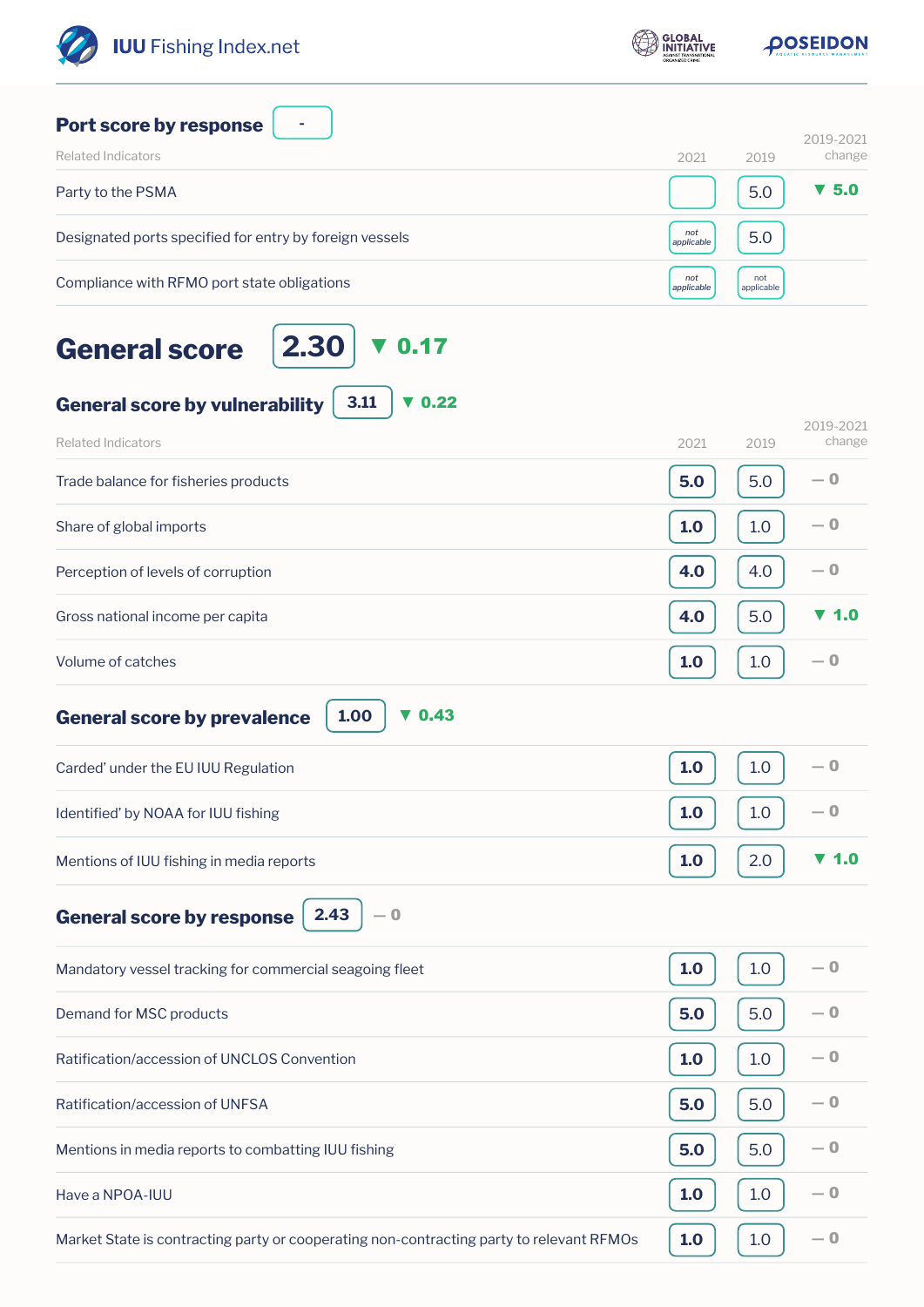## Port score by response -

| Related Indicators | 2021 | 2019 | 2019-2021 change |
|---|---|---|---|
| Party to the PSMA | | 5.0 | ▼ 5.0 |
| Designated ports specified for entry by foreign vessels | not applicable | 5.0 | |
| Compliance with RFMO port state obligations | not applicable | not applicable | |

# General score 2.30 ▼ 0.17

## General score by vulnerability 3.11 ▼ 0.22

| Related Indicators | 2021 | 2019 | 2019-2021 change |
|---|---|---|---|
| Trade balance for fisheries products | 5.0 | 5.0 | — 0 |
| Share of global imports | 1.0 | 1.0 | — 0 |
| Perception of levels of corruption | 4.0 | 4.0 | — 0 |
| Gross national income per capita | 4.0 | 5.0 | ▼ 1.0 |
| Volume of catches | 1.0 | 1.0 | — 0 |

## General score by prevalence 1.00 ▼ 0.43

| Related Indicators | 2021 | 2019 | 2019-2021 change |
|---|---|---|---|
| Carded' under the EU IUU Regulation | 1.0 | 1.0 | — 0 |
| Identified' by NOAA for IUU fishing | 1.0 | 1.0 | — 0 |
| Mentions of IUU fishing in media reports | 1.0 | 2.0 | ▼ 1.0 |

## General score by response 2.43 — 0

| Related Indicators | 2021 | 2019 | 2019-2021 change |
|---|---|---|---|
| Mandatory vessel tracking for commercial seagoing fleet | 1.0 | 1.0 | — 0 |
| Demand for MSC products | 5.0 | 5.0 | — 0 |
| Ratification/accession of UNCLOS Convention | 1.0 | 1.0 | — 0 |
| Ratification/accession of UNFSA | 5.0 | 5.0 | — 0 |
| Mentions in media reports to combatting IUU fishing | 5.0 | 5.0 | — 0 |
| Have a NPOA-IUU | 1.0 | 1.0 | — 0 |
| Market State is contracting party or cooperating non-contracting party to relevant RFMOs | 1.0 | 1.0 | — 0 |